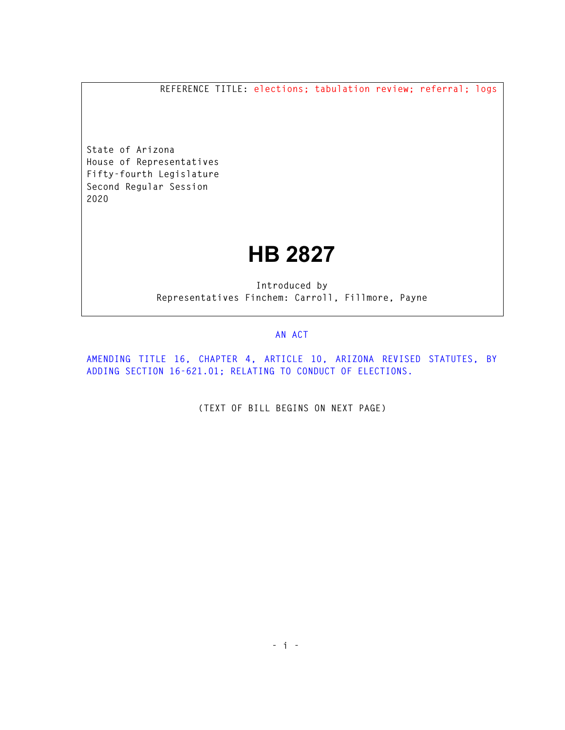REFERENCE TITLE: elections; tabulation review; referral; logs

State of Arizona
House of Representatives
Fifty-fourth Legislature
Second Regular Session
2020

# HB 2827

Introduced by
Representatives Finchem: Carroll, Fillmore, Payne

AN ACT

AMENDING TITLE 16, CHAPTER 4, ARTICLE 10, ARIZONA REVISED STATUTES, BY ADDING SECTION 16-621.01; RELATING TO CONDUCT OF ELECTIONS.

(TEXT OF BILL BEGINS ON NEXT PAGE)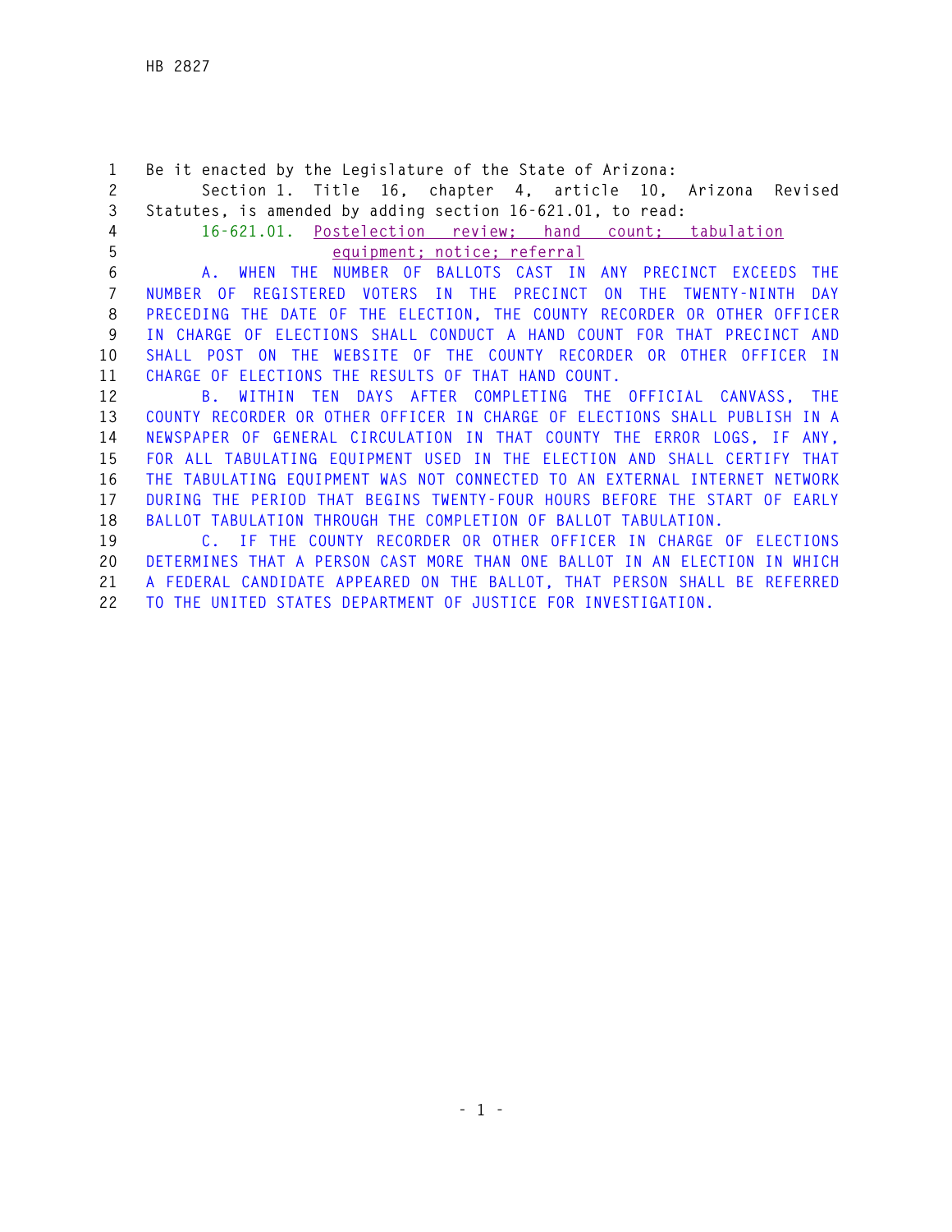Be it enacted by the Legislature of the State of Arizona:

Section 1. Title 16, chapter 4, article 10, Arizona Revised Statutes, is amended by adding section 16-621.01, to read:

16-621.01. Postelection review; hand count; tabulation equipment; notice; referral

A. WHEN THE NUMBER OF BALLOTS CAST IN ANY PRECINCT EXCEEDS THE NUMBER OF REGISTERED VOTERS IN THE PRECINCT ON THE TWENTY-NINTH DAY PRECEDING THE DATE OF THE ELECTION, THE COUNTY RECORDER OR OTHER OFFICER IN CHARGE OF ELECTIONS SHALL CONDUCT A HAND COUNT FOR THAT PRECINCT AND SHALL POST ON THE WEBSITE OF THE COUNTY RECORDER OR OTHER OFFICER IN CHARGE OF ELECTIONS THE RESULTS OF THAT HAND COUNT.

B. WITHIN TEN DAYS AFTER COMPLETING THE OFFICIAL CANVASS, THE COUNTY RECORDER OR OTHER OFFICER IN CHARGE OF ELECTIONS SHALL PUBLISH IN A NEWSPAPER OF GENERAL CIRCULATION IN THAT COUNTY THE ERROR LOGS, IF ANY, FOR ALL TABULATING EQUIPMENT USED IN THE ELECTION AND SHALL CERTIFY THAT THE TABULATING EQUIPMENT WAS NOT CONNECTED TO AN EXTERNAL INTERNET NETWORK DURING THE PERIOD THAT BEGINS TWENTY-FOUR HOURS BEFORE THE START OF EARLY BALLOT TABULATION THROUGH THE COMPLETION OF BALLOT TABULATION.

C. IF THE COUNTY RECORDER OR OTHER OFFICER IN CHARGE OF ELECTIONS DETERMINES THAT A PERSON CAST MORE THAN ONE BALLOT IN AN ELECTION IN WHICH A FEDERAL CANDIDATE APPEARED ON THE BALLOT, THAT PERSON SHALL BE REFERRED TO THE UNITED STATES DEPARTMENT OF JUSTICE FOR INVESTIGATION.